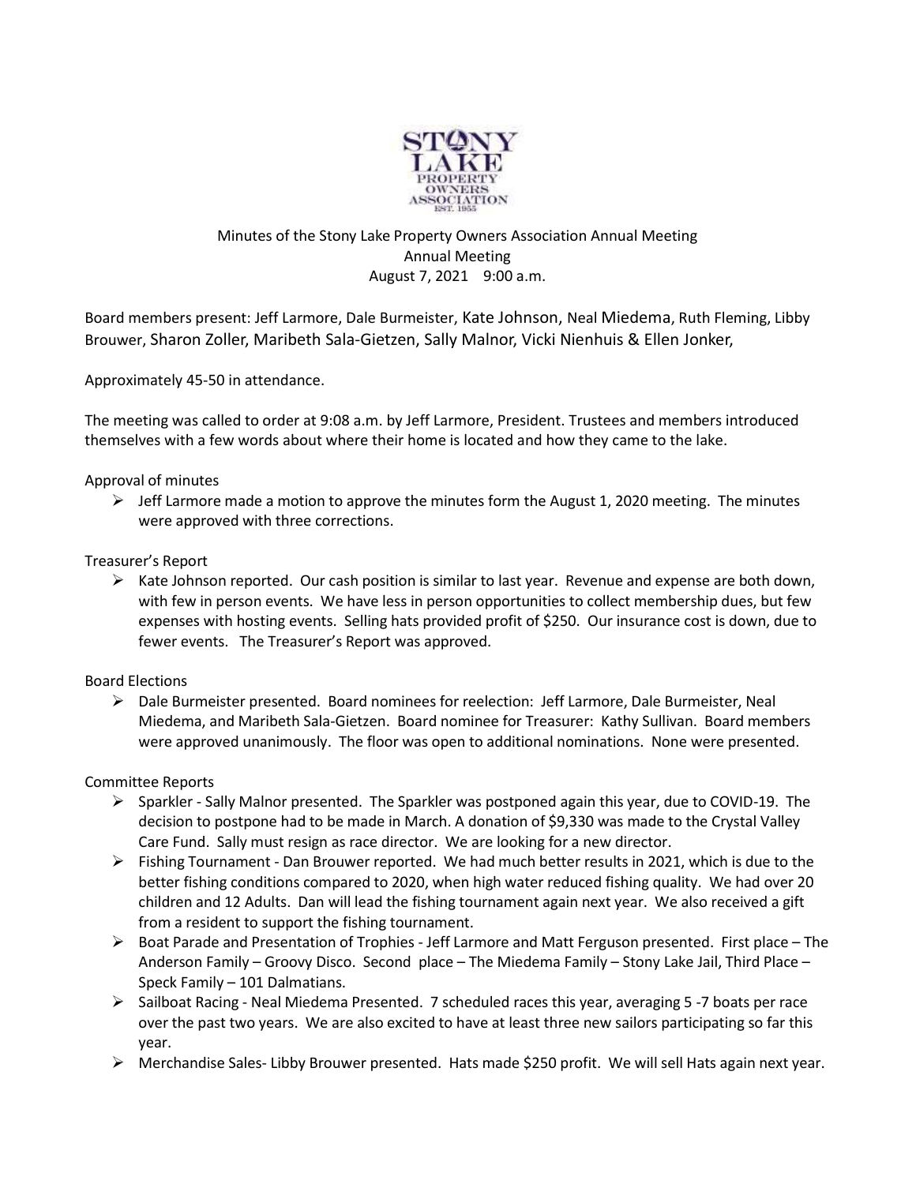Minutes of the Stony Lake Property Owners Association Annual Meeting
Annual Meeting
August 7, 2021 9:00 a.m.

Board members present: Jeff Larmore, Dale Burmeister, Kate Johnson, Neal Miedema, Ruth Fleming, Libby Brouwer, Sharon Zoller, Maribeth Sala-Gietzen, Sally Malnor, Vicki Nienhuis & Ellen Jonker,

Approximately 45-50 in attendance.

The meeting was called to order at 9:08 a.m. by Jeff Larmore, President. Trustees and members introduced themselves with a few words about where their home is located and how they came to the lake.

Approval of minutes

- Jeff Larmore made a motion to approve the minutes form the August 1, 2020 meeting. The minutes were approved with three corrections.

Treasurer's Report

- Kate Johnson reported. Our cash position is similar to last year. Revenue and expense are both down, with few in person events. We have less in person opportunities to collect membership dues, but few expenses with hosting events. Selling hats provided profit of $250. Our insurance cost is down, due to fewer events. The Treasurer's Report was approved.

Board Elections

- Dale Burmeister presented. Board nominees for reelection: Jeff Larmore, Dale Burmeister, Neal Miedema, and Maribeth Sala-Gietzen. Board nominee for Treasurer: Kathy Sullivan. Board members were approved unanimously. The floor was open to additional nominations. None were presented.

Committee Reports

- Sparkler - Sally Malnor presented. The Sparkler was postponed again this year, due to COVID-19. The decision to postpone had to be made in March. A donation of $9,330 was made to the Crystal Valley Care Fund. Sally must resign as race director. We are looking for a new director.
- Fishing Tournament - Dan Brouwer reported. We had much better results in 2021, which is due to the better fishing conditions compared to 2020, when high water reduced fishing quality. We had over 20 children and 12 Adults. Dan will lead the fishing tournament again next year. We also received a gift from a resident to support the fishing tournament.
- Boat Parade and Presentation of Trophies - Jeff Larmore and Matt Ferguson presented. First place – The Anderson Family – Groovy Disco. Second place – The Miedema Family – Stony Lake Jail, Third Place – Speck Family – 101 Dalmatians.
- Sailboat Racing - Neal Miedema Presented. 7 scheduled races this year, averaging 5 -7 boats per race over the past two years. We are also excited to have at least three new sailors participating so far this year.
- Merchandise Sales- Libby Brouwer presented. Hats made $250 profit. We will sell Hats again next year.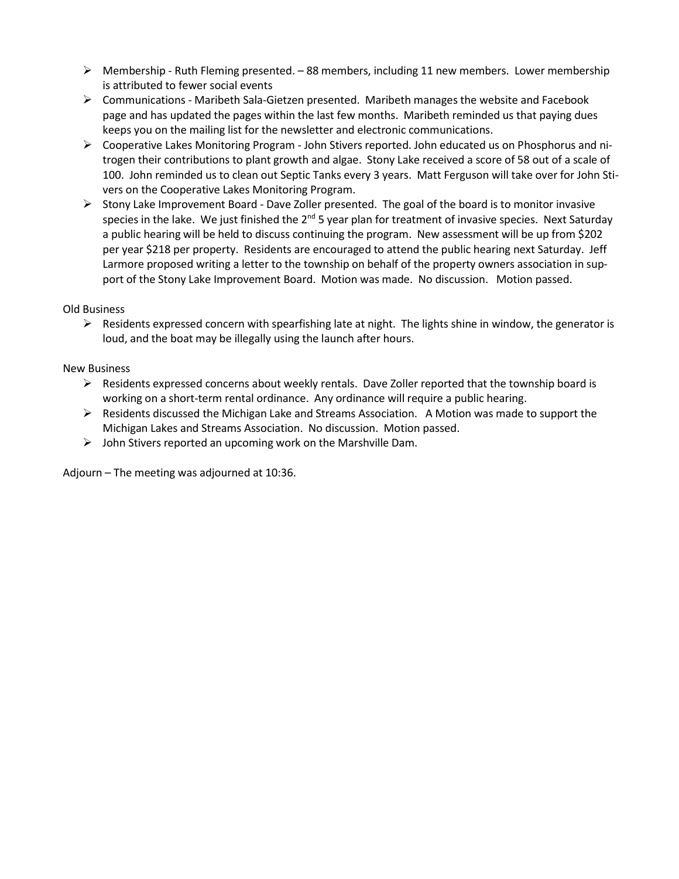- Membership - Ruth Fleming presented. – 88 members, including 11 new members. Lower membership is attributed to fewer social events
- Communications - Maribeth Sala-Gietzen presented. Maribeth manages the website and Facebook page and has updated the pages within the last few months. Maribeth reminded us that paying dues keeps you on the mailing list for the newsletter and electronic communications.
- Cooperative Lakes Monitoring Program - John Stivers reported. John educated us on Phosphorus and nitrogen their contributions to plant growth and algae. Stony Lake received a score of 58 out of a scale of 100. John reminded us to clean out Septic Tanks every 3 years. Matt Ferguson will take over for John Stivers on the Cooperative Lakes Monitoring Program.
- Stony Lake Improvement Board - Dave Zoller presented. The goal of the board is to monitor invasive species in the lake. We just finished the 2nd 5 year plan for treatment of invasive species. Next Saturday a public hearing will be held to discuss continuing the program. New assessment will be up from $202 per year $218 per property. Residents are encouraged to attend the public hearing next Saturday. Jeff Larmore proposed writing a letter to the township on behalf of the property owners association in support of the Stony Lake Improvement Board. Motion was made. No discussion. Motion passed.

Old Business

- Residents expressed concern with spearfishing late at night. The lights shine in window, the generator is loud, and the boat may be illegally using the launch after hours.

New Business

- Residents expressed concerns about weekly rentals. Dave Zoller reported that the township board is working on a short-term rental ordinance. Any ordinance will require a public hearing.
- Residents discussed the Michigan Lake and Streams Association. A Motion was made to support the Michigan Lakes and Streams Association. No discussion. Motion passed.
- John Stivers reported an upcoming work on the Marshville Dam.

Adjourn – The meeting was adjourned at 10:36.